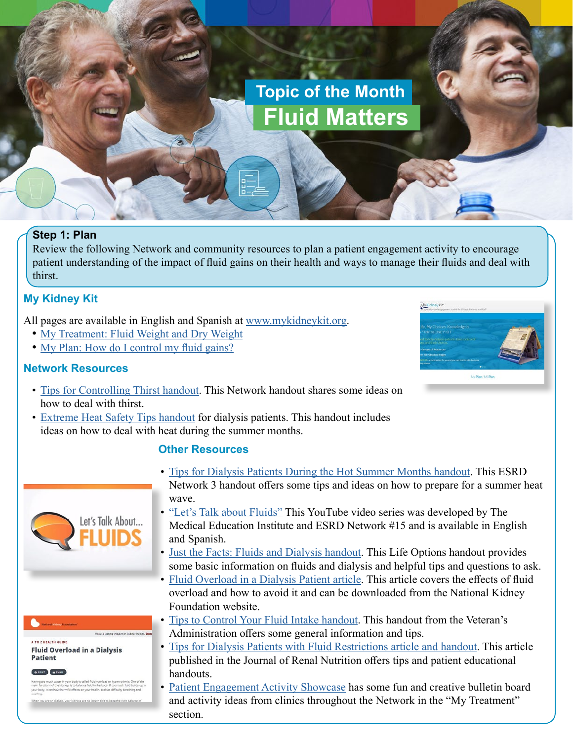# Topic of the Month

# Fluid Matters

## Step 1: Plan

Review the following Network and community resources to plan a patient engagement activity to encourage patient understanding of the impact of fluid gains on their health and ways to manage their fluids and deal with thirst.

### My Kidney Kit

All pages are available in English and Spanish at www.mykidneykit.org.

- My Treatment: Fluid Weight and Dry Weight
- My Plan: How do I control my fluid gains?

### Network Resources

- Tips for Controlling Thirst handout. This Network handout shares some ideas on how to deal with thirst.
- Extreme Heat Safety Tips handout for dialysis patients. This handout includes ideas on how to deal with heat during the summer months.

### Other Resources

- Tips for Dialysis Patients During the Hot Summer Months handout. This ESRD Network 3 handout offers some tips and ideas on how to prepare for a summer heat wave.
- "Let's Talk about Fluids" This YouTube video series was developed by The Medical Education Institute and ESRD Network #15 and is available in English and Spanish.
- Just the Facts: Fluids and Dialysis handout. This Life Options handout provides some basic information on fluids and dialysis and helpful tips and questions to ask.
- Fluid Overload in a Dialysis Patient article. This article covers the effects of fluid overload and how to avoid it and can be downloaded from the National Kidney Foundation website.
- Tips to Control Your Fluid Intake handout. This handout from the Veteran's Administration offers some general information and tips.
- Tips for Dialysis Patients with Fluid Restrictions article and handout. This article published in the Journal of Renal Nutrition offers tips and patient educational handouts.
- Patient Engagement Activity Showcase has some fun and creative bulletin board and activity ideas from clinics throughout the Network in the "My Treatment" section.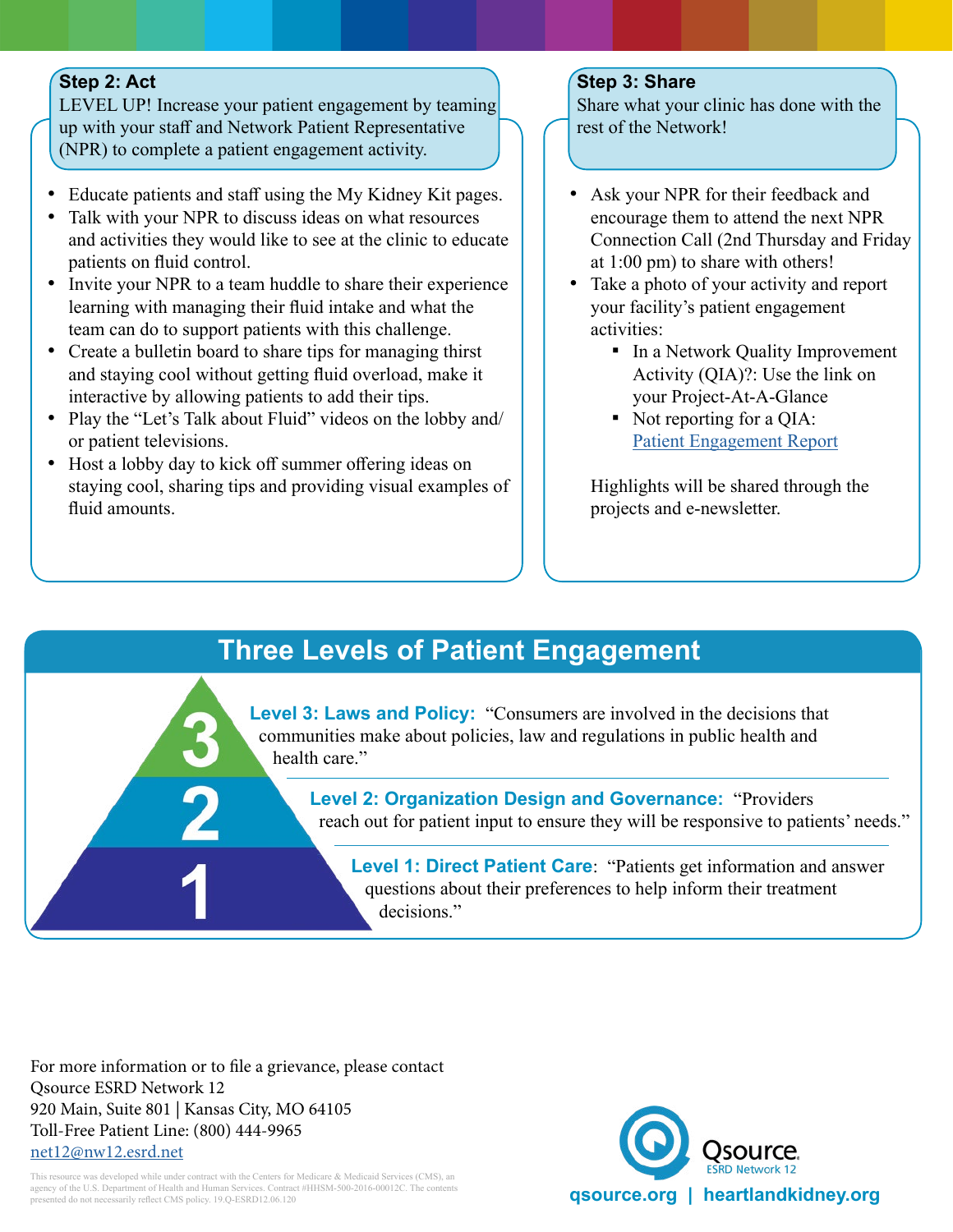## Step 2: Act

LEVEL UP! Increase your patient engagement by teaming up with your staff and Network Patient Representative (NPR) to complete a patient engagement activity.

- Educate patients and staff using the My Kidney Kit pages.
- Talk with your NPR to discuss ideas on what resources and activities they would like to see at the clinic to educate patients on fluid control.
- Invite your NPR to a team huddle to share their experience learning with managing their fluid intake and what the team can do to support patients with this challenge.
- Create a bulletin board to share tips for managing thirst and staying cool without getting fluid overload, make it interactive by allowing patients to add their tips.
- Play the "Let's Talk about Fluid" videos on the lobby and/or patient televisions.
- Host a lobby day to kick off summer offering ideas on staying cool, sharing tips and providing visual examples of fluid amounts.

## Step 3: Share

Share what your clinic has done with the rest of the Network!

- Ask your NPR for their feedback and encourage them to attend the next NPR Connection Call (2nd Thursday and Friday at 1:00 pm) to share with others!
- Take a photo of your activity and report your facility's patient engagement activities:
  - In a Network Quality Improvement Activity (QIA)?: Use the link on your Project-At-A-Glance
  - Not reporting for a QIA: Patient Engagement Report

Highlights will be shared through the projects and e-newsletter.

## Three Levels of Patient Engagement

3

2

1

**Level 3: Laws and Policy:** "Consumers are involved in the decisions that communities make about policies, law and regulations in public health and health care."

**Level 2: Organization Design and Governance:** "Providers reach out for patient input to ensure they will be responsive to patients' needs."

**Level 1: Direct Patient Care:** "Patients get information and answer questions about their preferences to help inform their treatment decisions."

For more information or to file a grievance, please contact
Qsource ESRD Network 12
920 Main, Suite 801 | Kansas City, MO 64105
Toll-Free Patient Line: (800) 444-9965
net12@nw12.esrd.net

This resource was developed while under contract with the Centers for Medicare & Medicaid Services (CMS), an agency of the U.S. Department of Health and Human Services. Contract #HHSM-500-2016-00012C. The contents presented do not necessarily reflect CMS policy. 19.Q-ESRD12.06.120

Qsource. ESRD Network 12

qsource.org | heartlandkidney.org